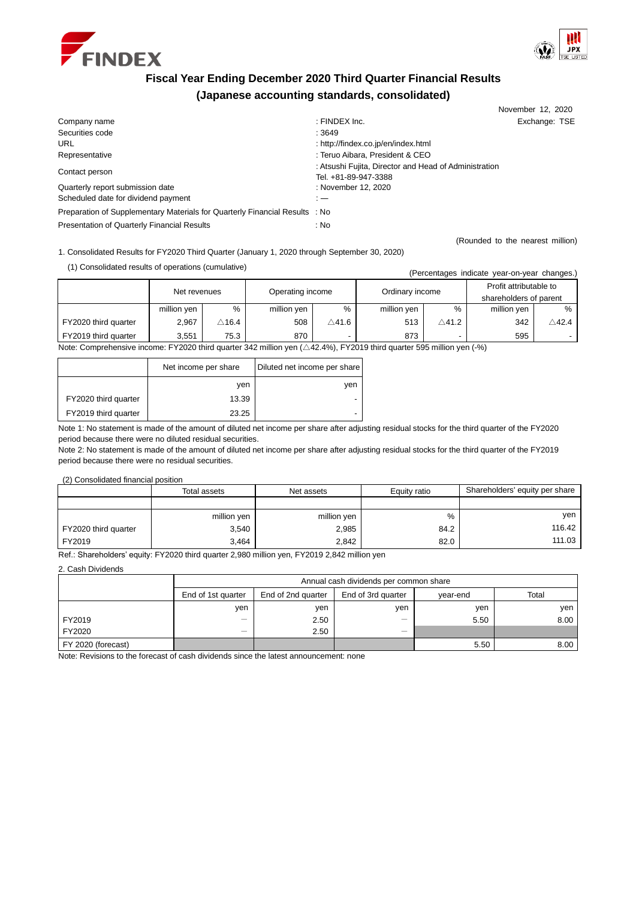# Fiscal Year Ending December 2020 Third Quarter Financial Results

## (Japanese accounting standards, consolidated)

November 12, 2020

| | | |
|---|---|---|
| Company name | : FINDEX Inc. | Exchange: TSE |
| Securities code | : 3649 | |
| URL | : http://findex.co.jp/en/index.html | |
| Representative | : Teruo Aibara, President & CEO | |
| Contact person | : Atsushi Fujita, Director and Head of Administration Tel. +81-89-947-3388 | |
| Quarterly report submission date | : November 12, 2020 | |
| Scheduled date for dividend payment | : — | |
| Preparation of Supplementary Materials for Quarterly Financial Results | : No | |
| Presentation of Quarterly Financial Results | : No | |

(Rounded to the nearest million)

1. Consolidated Results for FY2020 Third Quarter (January 1, 2020 through September 30, 2020)

(1) Consolidated results of operations (cumulative)

(Percentages indicate year-on-year changes.)

| | Net revenues | | Operating income | | Ordinary income | | Profit attributable to shareholders of parent | |
|---|---|---|---|---|---|---|---|---|
| | million yen | % | million yen | % | million yen | % | million yen | % |
| FY2020 third quarter | 2,967 | △16.4 | 508 | △41.6 | 513 | △41.2 | 342 | △42.4 |
| FY2019 third quarter | 3,551 | 75.3 | 870 | - | 873 | - | 595 | - |

Note: Comprehensive income: FY2020 third quarter 342 million yen (△42.4%), FY2019 third quarter 595 million yen (-%)

| | Net income per share | Diluted net income per share |
|---|---|---|
| | yen | yen |
| FY2020 third quarter | 13.39 | - |
| FY2019 third quarter | 23.25 | - |

Note 1: No statement is made of the amount of diluted net income per share after adjusting residual stocks for the third quarter of the FY2020 period because there were no diluted residual securities.

Note 2: No statement is made of the amount of diluted net income per share after adjusting residual stocks for the third quarter of the FY2019 period because there were no residual securities.

(2) Consolidated financial position

| | Total assets | Net assets | Equity ratio | Shareholders' equity per share |
|---|---|---|---|---|
| | million yen | million yen | % | yen |
| FY2020 third quarter | 3,540 | 2,985 | 84.2 | 116.42 |
| FY2019 | 3,464 | 2,842 | 82.0 | 111.03 |

Ref.: Shareholders' equity: FY2020 third quarter 2,980 million yen, FY2019 2,842 million yen

2. Cash Dividends

| | Annual cash dividends per common share | | | | |
|---|---|---|---|---|---|
| | End of 1st quarter | End of 2nd quarter | End of 3rd quarter | year-end | Total |
| | yen | yen | yen | yen | yen |
| FY2019 | — | 2.50 | — | 5.50 | 8.00 |
| FY2020 | — | 2.50 | — | | |
| FY 2020 (forecast) | | | | 5.50 | 8.00 |

Note: Revisions to the forecast of cash dividends since the latest announcement: none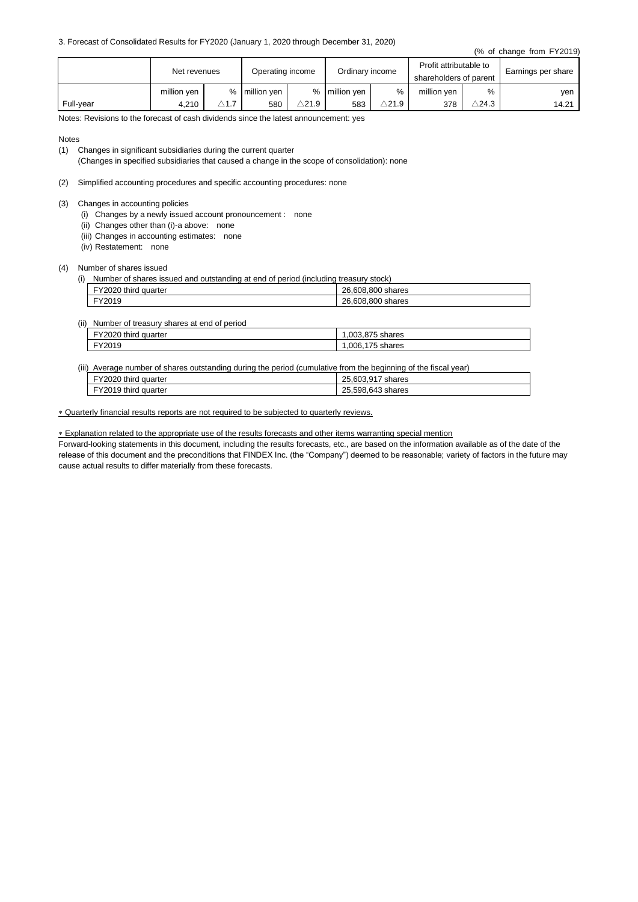3. Forecast of Consolidated Results for FY2020 (January 1, 2020 through December 31, 2020)

(% of change from FY2019)

| | Net revenues | | Operating income | | Ordinary income | | Profit attributable to shareholders of parent | | Earnings per share |
|---|---|---|---|---|---|---|---|---|---|
| | million yen | % | million yen | % | million yen | % | million yen | % | yen |
| Full-year | 4,210 | △1.7 | 580 | △21.9 | 583 | △21.9 | 378 | △24.3 | 14.21 |

Notes: Revisions to the forecast of cash dividends since the latest announcement: yes

Notes

(1) Changes in significant subsidiaries during the current quarter
(Changes in specified subsidiaries that caused a change in the scope of consolidation): none

(2) Simplified accounting procedures and specific accounting procedures: none

(3) Changes in accounting policies
- (i) Changes by a newly issued account pronouncement : none
- (ii) Changes other than (i)-a above: none
- (iii) Changes in accounting estimates: none
- (iv) Restatement: none

(4) Number of shares issued

(i) Number of shares issued and outstanding at end of period (including treasury stock)

| | |
|---|---|
| FY2020 third quarter | 26,608,800 shares |
| FY2019 | 26,608,800 shares |

(ii) Number of treasury shares at end of period

| | |
|---|---|
| FY2020 third quarter | 1,003,875 shares |
| FY2019 | 1,006,175 shares |

(iii) Average number of shares outstanding during the period (cumulative from the beginning of the fiscal year)

| | |
|---|---|
| FY2020 third quarter | 25,603,917 shares |
| FY2019 third quarter | 25,598,643 shares |

＊ Quarterly financial results reports are not required to be subjected to quarterly reviews.

＊ Explanation related to the appropriate use of the results forecasts and other items warranting special mention

Forward-looking statements in this document, including the results forecasts, etc., are based on the information available as of the date of the release of this document and the preconditions that FINDEX Inc. (the "Company") deemed to be reasonable; variety of factors in the future may cause actual results to differ materially from these forecasts.